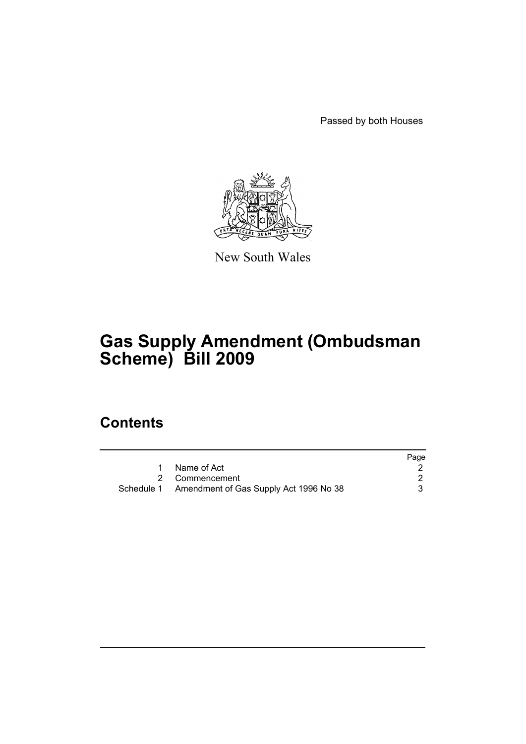Passed by both Houses

New South Wales

# Gas Supply Amendment (Ombudsman Scheme) Bill 2009

## Contents

| | | Page |
|---|---|---|
| 1 | Name of Act | 2 |
| 2 | Commencement | 2 |
| Schedule 1 | Amendment of Gas Supply Act 1996 No 38 | 3 |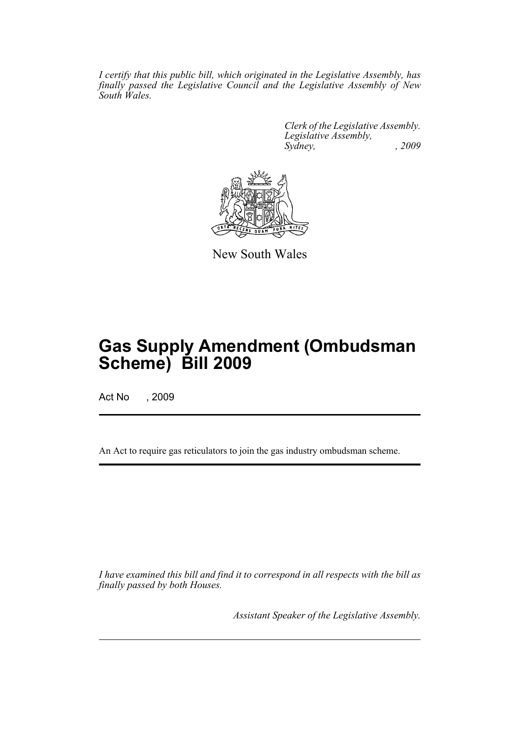*I certify that this public bill, which originated in the Legislative Assembly, has finally passed the Legislative Council and the Legislative Assembly of New South Wales.*

*Clerk of the Legislative Assembly.*
*Legislative Assembly,*
*Sydney, , 2009*

New South Wales

# Gas Supply Amendment (Ombudsman Scheme) Bill 2009

Act No , 2009

An Act to require gas reticulators to join the gas industry ombudsman scheme.

*I have examined this bill and find it to correspond in all respects with the bill as finally passed by both Houses.*

*Assistant Speaker of the Legislative Assembly.*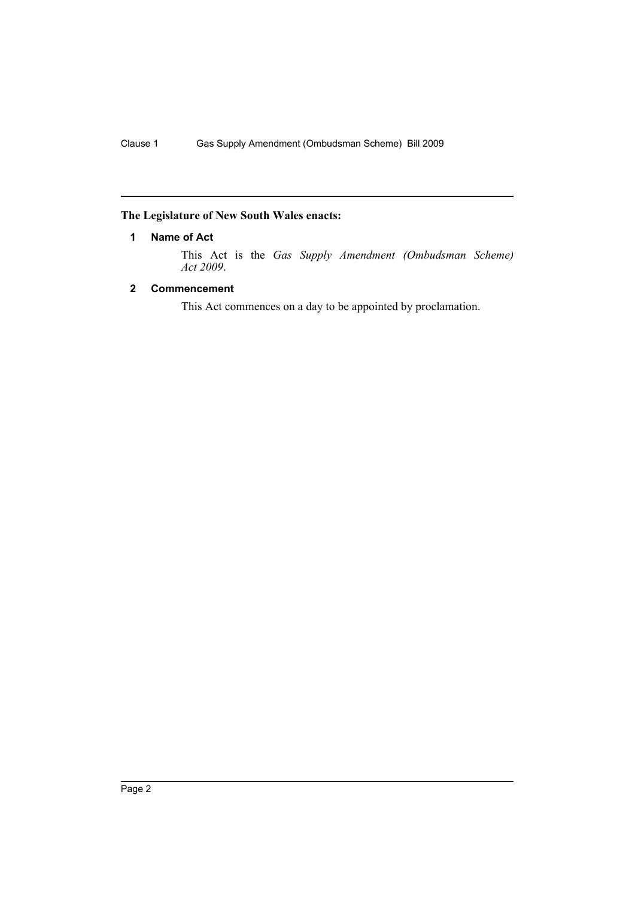**The Legislature of New South Wales enacts:**

## 1 Name of Act

This Act is the *Gas Supply Amendment (Ombudsman Scheme) Act 2009*.

## 2 Commencement

This Act commences on a day to be appointed by proclamation.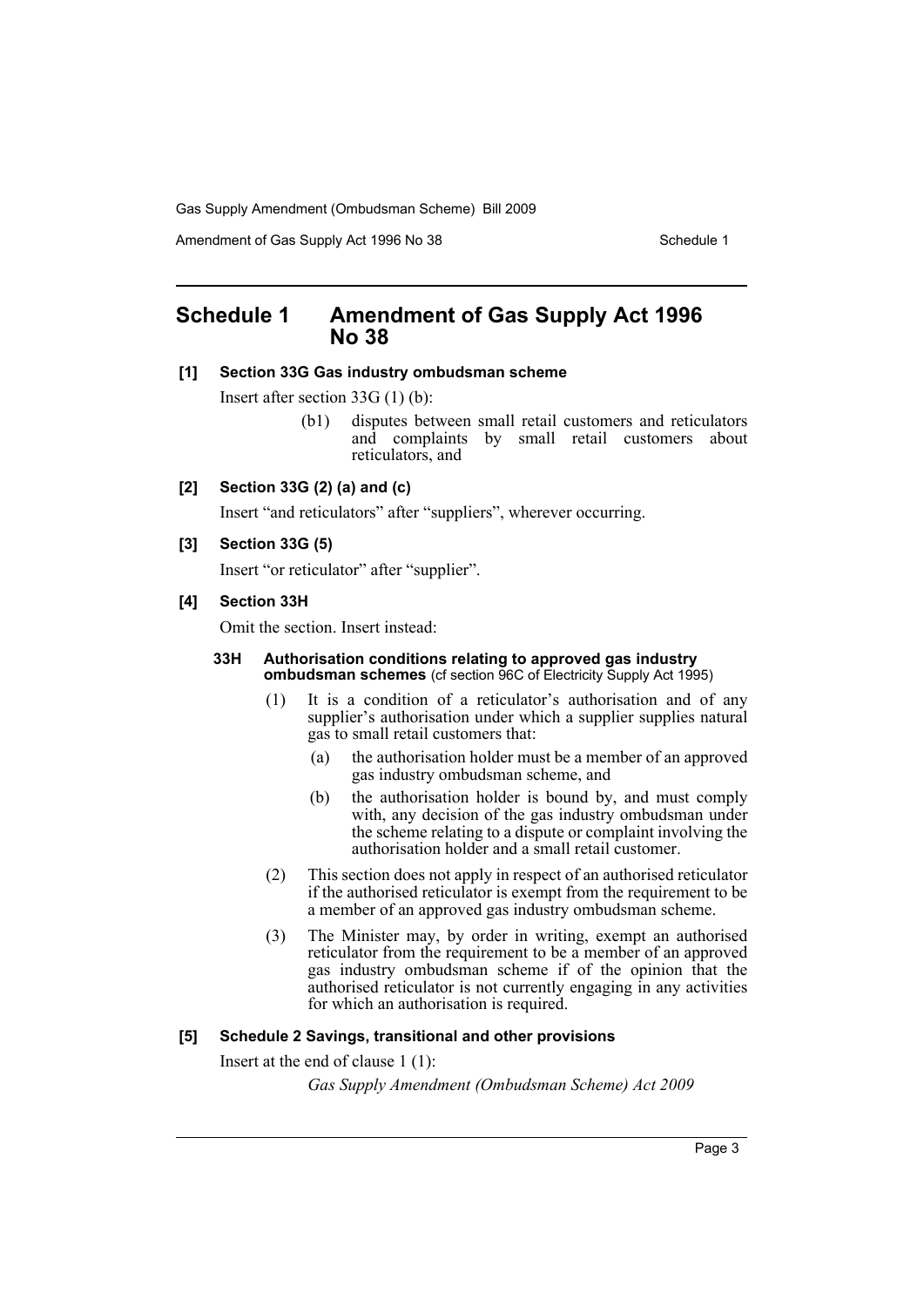# Schedule 1 Amendment of Gas Supply Act 1996 No 38

**[1] Section 33G Gas industry ombudsman scheme**

Insert after section 33G (1) (b):

> (b1) disputes between small retail customers and reticulators and complaints by small retail customers about reticulators, and

**[2] Section 33G (2) (a) and (c)**

Insert "and reticulators" after "suppliers", wherever occurring.

**[3] Section 33G (5)**

Insert "or reticulator" after "supplier".

**[4] Section 33H**

Omit the section. Insert instead:

> **33H Authorisation conditions relating to approved gas industry ombudsman schemes** (cf section 96C of Electricity Supply Act 1995)
>
> (1) It is a condition of a reticulator's authorisation and of any supplier's authorisation under which a supplier supplies natural gas to small retail customers that:
>
> (a) the authorisation holder must be a member of an approved gas industry ombudsman scheme, and
>
> (b) the authorisation holder is bound by, and must comply with, any decision of the gas industry ombudsman under the scheme relating to a dispute or complaint involving the authorisation holder and a small retail customer.
>
> (2) This section does not apply in respect of an authorised reticulator if the authorised reticulator is exempt from the requirement to be a member of an approved gas industry ombudsman scheme.
>
> (3) The Minister may, by order in writing, exempt an authorised reticulator from the requirement to be a member of an approved gas industry ombudsman scheme if of the opinion that the authorised reticulator is not currently engaging in any activities for which an authorisation is required.

**[5] Schedule 2 Savings, transitional and other provisions**

Insert at the end of clause 1 (1):

> *Gas Supply Amendment (Ombudsman Scheme) Act 2009*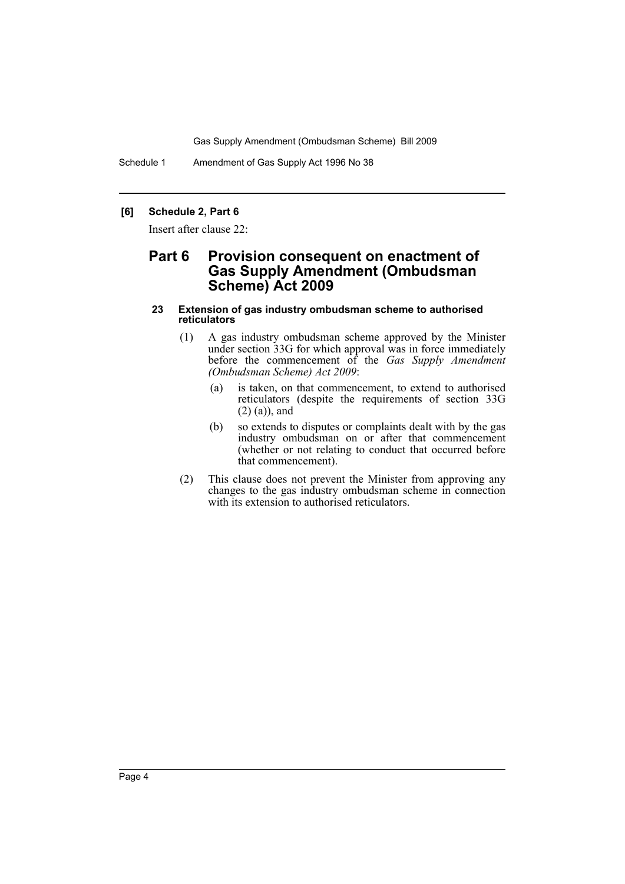**[6] Schedule 2, Part 6**

Insert after clause 22:

## Part 6 Provision consequent on enactment of Gas Supply Amendment (Ombudsman Scheme) Act 2009

#### 23 Extension of gas industry ombudsman scheme to authorised reticulators

(1) A gas industry ombudsman scheme approved by the Minister under section 33G for which approval was in force immediately before the commencement of the *Gas Supply Amendment (Ombudsman Scheme) Act 2009*:

(a) is taken, on that commencement, to extend to authorised reticulators (despite the requirements of section 33G (2) (a)), and

(b) so extends to disputes or complaints dealt with by the gas industry ombudsman on or after that commencement (whether or not relating to conduct that occurred before that commencement).

(2) This clause does not prevent the Minister from approving any changes to the gas industry ombudsman scheme in connection with its extension to authorised reticulators.